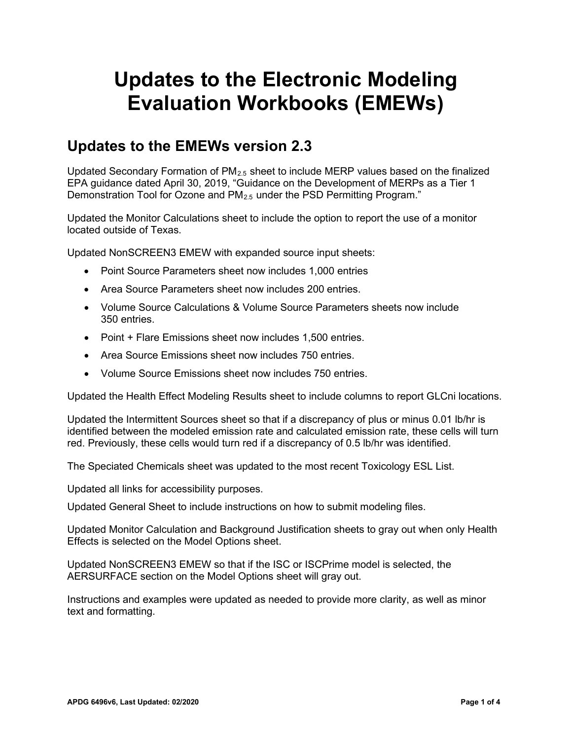# Updates to the Electronic Modeling Evaluation Workbooks (EMEWs)

## Updates to the EMEWs version 2.3

Updated Secondary Formation of $PM_{2.5}$ sheet to include MERP values based on the finalized EPA guidance dated April 30, 2019, "Guidance on the Development of MERPs as a Tier 1 Demonstration Tool for Ozone and $PM_{2.5}$ under the PSD Permitting Program."

Updated the Monitor Calculations sheet to include the option to report the use of a monitor located outside of Texas.

Updated NonSCREEN3 EMEW with expanded source input sheets:

- Point Source Parameters sheet now includes 1,000 entries
- Area Source Parameters sheet now includes 200 entries.
- Volume Source Calculations & Volume Source Parameters sheets now include 350 entries.
- Point + Flare Emissions sheet now includes 1,500 entries.
- Area Source Emissions sheet now includes 750 entries.
- Volume Source Emissions sheet now includes 750 entries.

Updated the Health Effect Modeling Results sheet to include columns to report GLCni locations.

Updated the Intermittent Sources sheet so that if a discrepancy of plus or minus 0.01 lb/hr is identified between the modeled emission rate and calculated emission rate, these cells will turn red. Previously, these cells would turn red if a discrepancy of 0.5 lb/hr was identified.

The Speciated Chemicals sheet was updated to the most recent Toxicology ESL List.

Updated all links for accessibility purposes.

Updated General Sheet to include instructions on how to submit modeling files.

Updated Monitor Calculation and Background Justification sheets to gray out when only Health Effects is selected on the Model Options sheet.

Updated NonSCREEN3 EMEW so that if the ISC or ISCPrime model is selected, the AERSURFACE section on the Model Options sheet will gray out.

Instructions and examples were updated as needed to provide more clarity, as well as minor text and formatting.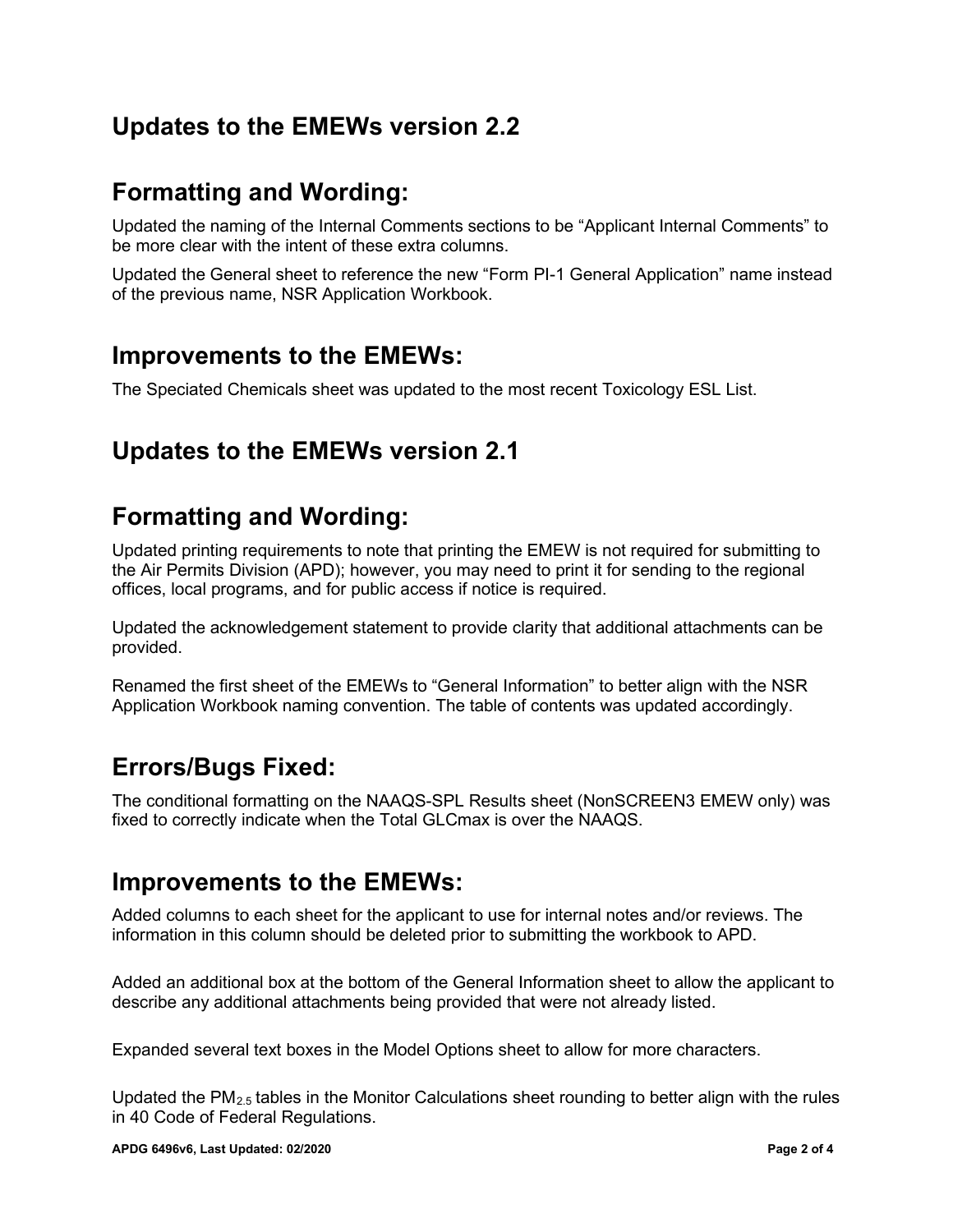## Updates to the EMEWs version 2.2

## Formatting and Wording:

Updated the naming of the Internal Comments sections to be “Applicant Internal Comments” to be more clear with the intent of these extra columns.

Updated the General sheet to reference the new “Form PI-1 General Application” name instead of the previous name, NSR Application Workbook.

## Improvements to the EMEWs:

The Speciated Chemicals sheet was updated to the most recent Toxicology ESL List.

## Updates to the EMEWs version 2.1

## Formatting and Wording:

Updated printing requirements to note that printing the EMEW is not required for submitting to the Air Permits Division (APD); however, you may need to print it for sending to the regional offices, local programs, and for public access if notice is required.

Updated the acknowledgement statement to provide clarity that additional attachments can be provided.

Renamed the first sheet of the EMEWs to “General Information” to better align with the NSR Application Workbook naming convention. The table of contents was updated accordingly.

## Errors/Bugs Fixed:

The conditional formatting on the NAAQS-SPL Results sheet (NonSCREEN3 EMEW only) was fixed to correctly indicate when the Total GLCmax is over the NAAQS.

## Improvements to the EMEWs:

Added columns to each sheet for the applicant to use for internal notes and/or reviews. The information in this column should be deleted prior to submitting the workbook to APD.

Added an additional box at the bottom of the General Information sheet to allow the applicant to describe any additional attachments being provided that were not already listed.

Expanded several text boxes in the Model Options sheet to allow for more characters.

Updated the $PM_{2.5}$ tables in the Monitor Calculations sheet rounding to better align with the rules in 40 Code of Federal Regulations.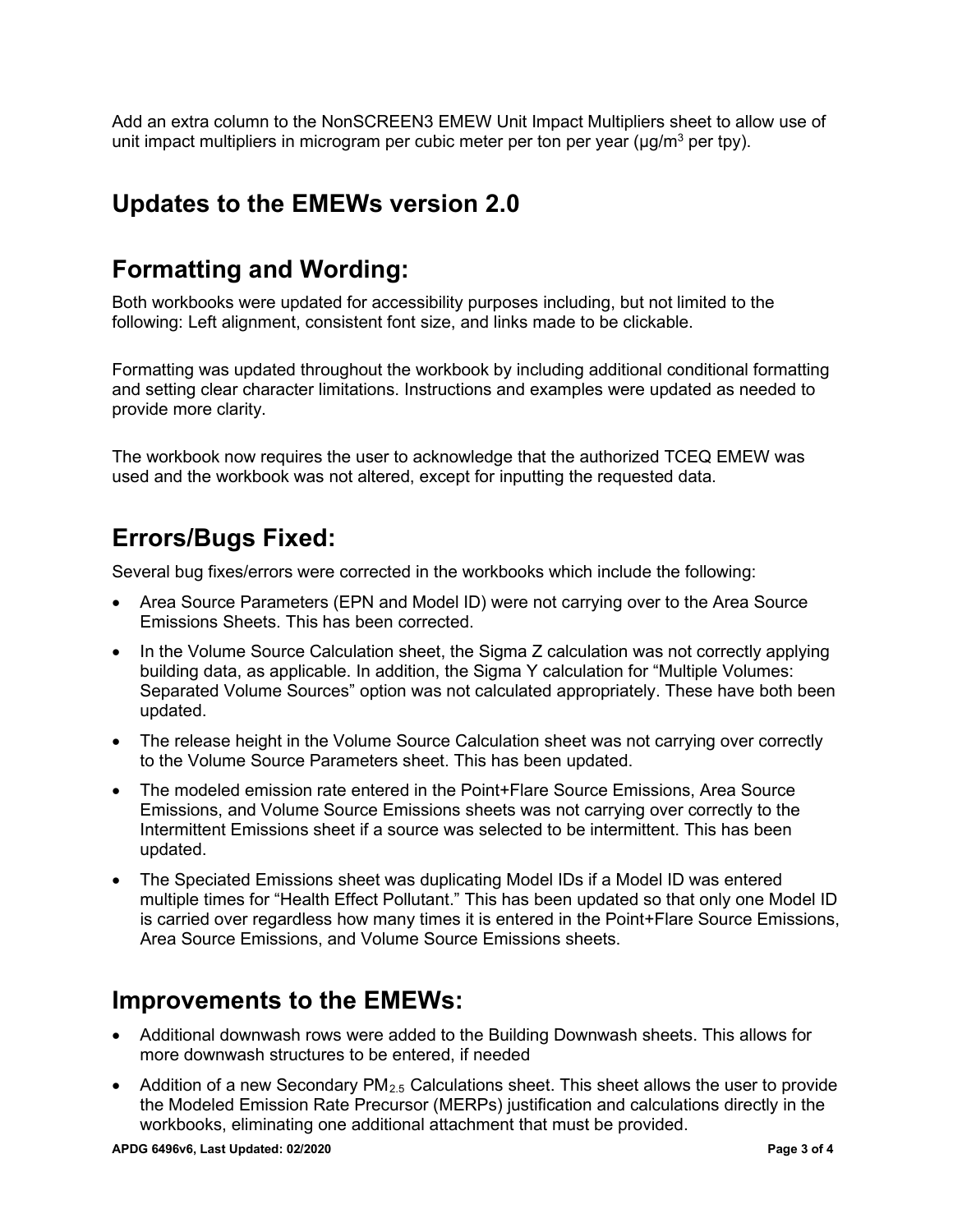Add an extra column to the NonSCREEN3 EMEW Unit Impact Multipliers sheet to allow use of unit impact multipliers in microgram per cubic meter per ton per year (μg/m$^3$ per tpy).

## Updates to the EMEWs version 2.0

## Formatting and Wording:

Both workbooks were updated for accessibility purposes including, but not limited to the following: Left alignment, consistent font size, and links made to be clickable.

Formatting was updated throughout the workbook by including additional conditional formatting and setting clear character limitations. Instructions and examples were updated as needed to provide more clarity.

The workbook now requires the user to acknowledge that the authorized TCEQ EMEW was used and the workbook was not altered, except for inputting the requested data.

## Errors/Bugs Fixed:

Several bug fixes/errors were corrected in the workbooks which include the following:

- Area Source Parameters (EPN and Model ID) were not carrying over to the Area Source Emissions Sheets. This has been corrected.
- In the Volume Source Calculation sheet, the Sigma Z calculation was not correctly applying building data, as applicable. In addition, the Sigma Y calculation for "Multiple Volumes: Separated Volume Sources" option was not calculated appropriately. These have both been updated.
- The release height in the Volume Source Calculation sheet was not carrying over correctly to the Volume Source Parameters sheet. This has been updated.
- The modeled emission rate entered in the Point+Flare Source Emissions, Area Source Emissions, and Volume Source Emissions sheets was not carrying over correctly to the Intermittent Emissions sheet if a source was selected to be intermittent. This has been updated.
- The Speciated Emissions sheet was duplicating Model IDs if a Model ID was entered multiple times for "Health Effect Pollutant." This has been updated so that only one Model ID is carried over regardless how many times it is entered in the Point+Flare Source Emissions, Area Source Emissions, and Volume Source Emissions sheets.

## Improvements to the EMEWs:

- Additional downwash rows were added to the Building Downwash sheets. This allows for more downwash structures to be entered, if needed
- Addition of a new Secondary $PM_{2.5}$ Calculations sheet. This sheet allows the user to provide the Modeled Emission Rate Precursor (MERPs) justification and calculations directly in the workbooks, eliminating one additional attachment that must be provided.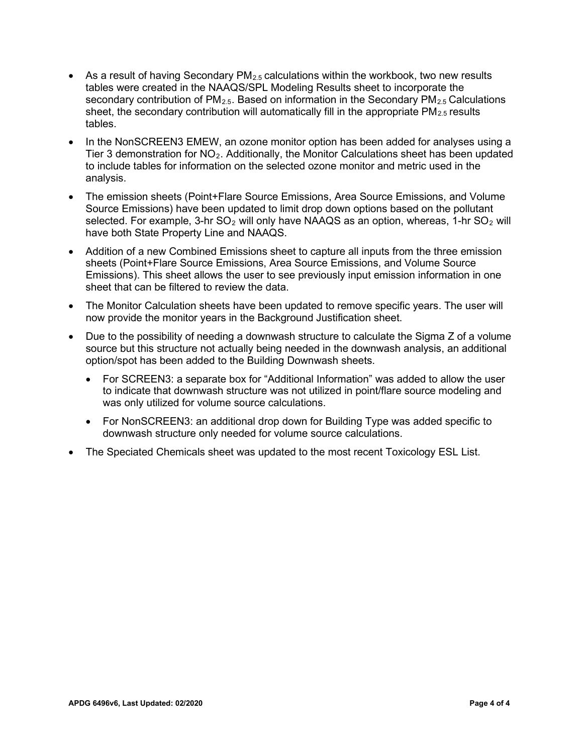- As a result of having Secondary $PM_{2.5}$ calculations within the workbook, two new results tables were created in the NAAQS/SPL Modeling Results sheet to incorporate the secondary contribution of $PM_{2.5}$. Based on information in the Secondary $PM_{2.5}$ Calculations sheet, the secondary contribution will automatically fill in the appropriate $PM_{2.5}$ results tables.
- In the NonSCREEN3 EMEW, an ozone monitor option has been added for analyses using a Tier 3 demonstration for $NO_2$. Additionally, the Monitor Calculations sheet has been updated to include tables for information on the selected ozone monitor and metric used in the analysis.
- The emission sheets (Point+Flare Source Emissions, Area Source Emissions, and Volume Source Emissions) have been updated to limit drop down options based on the pollutant selected. For example, 3-hr $SO_2$ will only have NAAQS as an option, whereas, 1-hr $SO_2$ will have both State Property Line and NAAQS.
- Addition of a new Combined Emissions sheet to capture all inputs from the three emission sheets (Point+Flare Source Emissions, Area Source Emissions, and Volume Source Emissions). This sheet allows the user to see previously input emission information in one sheet that can be filtered to review the data.
- The Monitor Calculation sheets have been updated to remove specific years. The user will now provide the monitor years in the Background Justification sheet.
- Due to the possibility of needing a downwash structure to calculate the Sigma Z of a volume source but this structure not actually being needed in the downwash analysis, an additional option/spot has been added to the Building Downwash sheets.
  - For SCREEN3: a separate box for "Additional Information" was added to allow the user to indicate that downwash structure was not utilized in point/flare source modeling and was only utilized for volume source calculations.
  - For NonSCREEN3: an additional drop down for Building Type was added specific to downwash structure only needed for volume source calculations.
- The Speciated Chemicals sheet was updated to the most recent Toxicology ESL List.